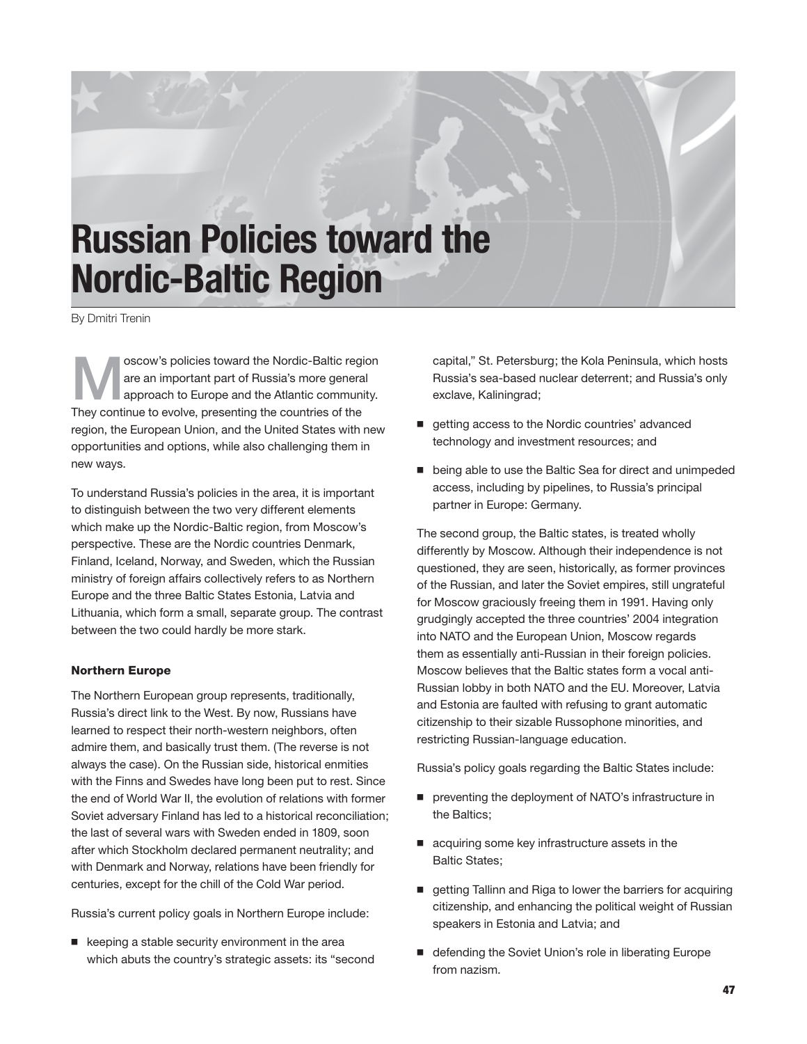# Russian Policies toward the Nordic-Baltic Region

By Dmitri Trenin

Moscow's policies toward the Nordic-Baltic region are an important part of Russia's more general approach to Europe and the Atlantic community. They continue to evolve, presenting the countries of the region, the European Union, and the United States with new opportunities and options, while also challenging them in new ways.

To understand Russia's policies in the area, it is important to distinguish between the two very different elements which make up the Nordic-Baltic region, from Moscow's perspective. These are the Nordic countries Denmark, Finland, Iceland, Norway, and Sweden, which the Russian ministry of foreign affairs collectively refers to as Northern Europe and the three Baltic States Estonia, Latvia and Lithuania, which form a small, separate group. The contrast between the two could hardly be more stark.

### Northern Europe

The Northern European group represents, traditionally, Russia's direct link to the West. By now, Russians have learned to respect their north-western neighbors, often admire them, and basically trust them. (The reverse is not always the case). On the Russian side, historical enmities with the Finns and Swedes have long been put to rest. Since the end of World War II, the evolution of relations with former Soviet adversary Finland has led to a historical reconciliation; the last of several wars with Sweden ended in 1809, soon after which Stockholm declared permanent neutrality; and with Denmark and Norway, relations have been friendly for centuries, except for the chill of the Cold War period.

Russia's current policy goals in Northern Europe include:

- keeping a stable security environment in the area which abuts the country's strategic assets: its "second capital," St. Petersburg; the Kola Peninsula, which hosts Russia's sea-based nuclear deterrent; and Russia's only exclave, Kaliningrad;
- getting access to the Nordic countries' advanced technology and investment resources; and
- being able to use the Baltic Sea for direct and unimpeded access, including by pipelines, to Russia's principal partner in Europe: Germany.

The second group, the Baltic states, is treated wholly differently by Moscow. Although their independence is not questioned, they are seen, historically, as former provinces of the Russian, and later the Soviet empires, still ungrateful for Moscow graciously freeing them in 1991. Having only grudgingly accepted the three countries' 2004 integration into NATO and the European Union, Moscow regards them as essentially anti-Russian in their foreign policies. Moscow believes that the Baltic states form a vocal anti-Russian lobby in both NATO and the EU. Moreover, Latvia and Estonia are faulted with refusing to grant automatic citizenship to their sizable Russophone minorities, and restricting Russian-language education.

Russia's policy goals regarding the Baltic States include:

- preventing the deployment of NATO's infrastructure in the Baltics;
- acquiring some key infrastructure assets in the Baltic States;
- getting Tallinn and Riga to lower the barriers for acquiring citizenship, and enhancing the political weight of Russian speakers in Estonia and Latvia; and
- defending the Soviet Union's role in liberating Europe from nazism.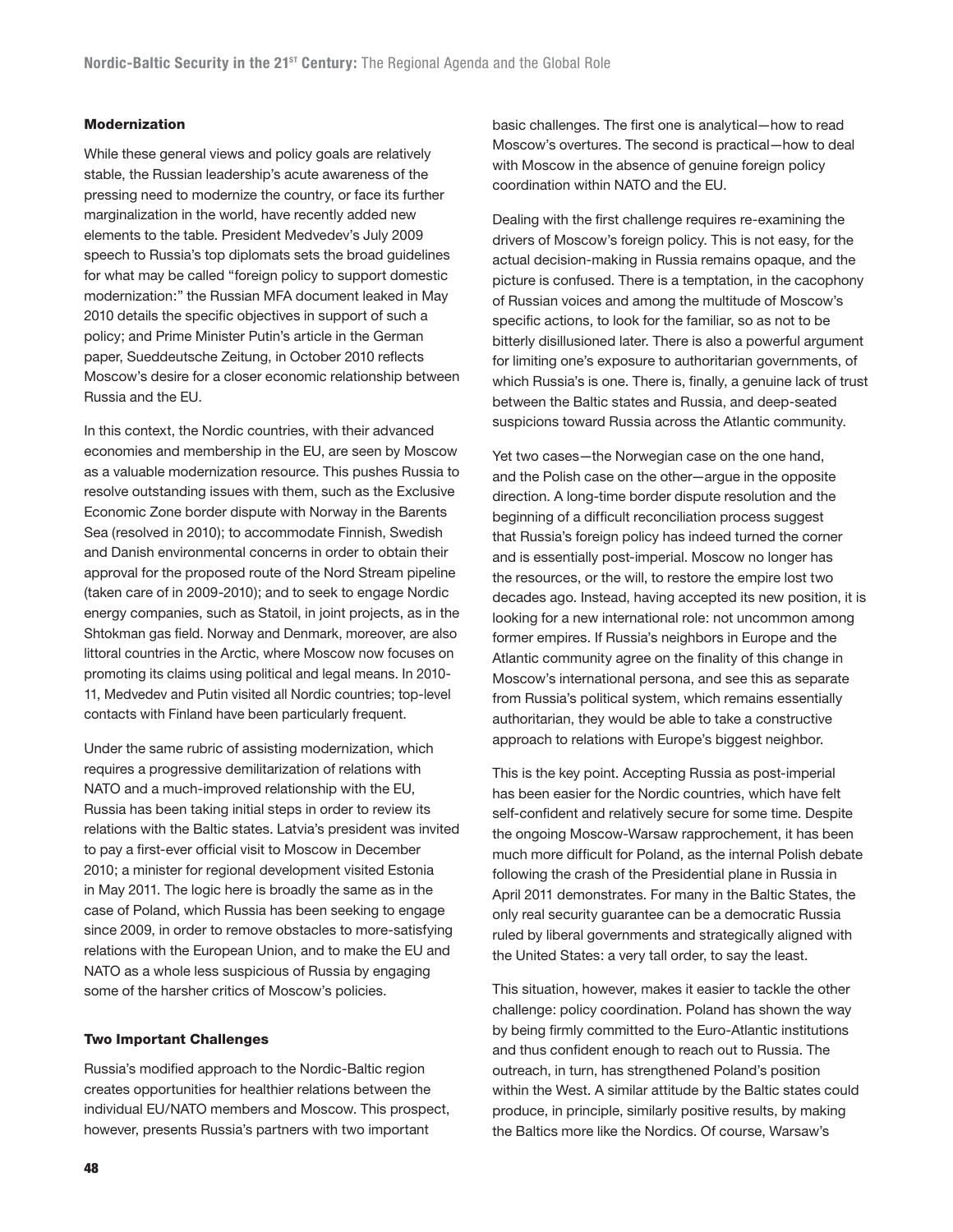### Modernization

While these general views and policy goals are relatively stable, the Russian leadership's acute awareness of the pressing need to modernize the country, or face its further marginalization in the world, have recently added new elements to the table. President Medvedev's July 2009 speech to Russia's top diplomats sets the broad guidelines for what may be called "foreign policy to support domestic modernization:" the Russian MFA document leaked in May 2010 details the specific objectives in support of such a policy; and Prime Minister Putin's article in the German paper, Sueddeutsche Zeitung, in October 2010 reflects Moscow's desire for a closer economic relationship between Russia and the EU.

In this context, the Nordic countries, with their advanced economies and membership in the EU, are seen by Moscow as a valuable modernization resource. This pushes Russia to resolve outstanding issues with them, such as the Exclusive Economic Zone border dispute with Norway in the Barents Sea (resolved in 2010); to accommodate Finnish, Swedish and Danish environmental concerns in order to obtain their approval for the proposed route of the Nord Stream pipeline (taken care of in 2009-2010); and to seek to engage Nordic energy companies, such as Statoil, in joint projects, as in the Shtokman gas field. Norway and Denmark, moreover, are also littoral countries in the Arctic, where Moscow now focuses on promoting its claims using political and legal means. In 2010-11, Medvedev and Putin visited all Nordic countries; top-level contacts with Finland have been particularly frequent.

Under the same rubric of assisting modernization, which requires a progressive demilitarization of relations with NATO and a much-improved relationship with the EU, Russia has been taking initial steps in order to review its relations with the Baltic states. Latvia's president was invited to pay a first-ever official visit to Moscow in December 2010; a minister for regional development visited Estonia in May 2011. The logic here is broadly the same as in the case of Poland, which Russia has been seeking to engage since 2009, in order to remove obstacles to more-satisfying relations with the European Union, and to make the EU and NATO as a whole less suspicious of Russia by engaging some of the harsher critics of Moscow's policies.

### Two Important Challenges

Russia's modified approach to the Nordic-Baltic region creates opportunities for healthier relations between the individual EU/NATO members and Moscow. This prospect, however, presents Russia's partners with two important basic challenges. The first one is analytical—how to read Moscow's overtures. The second is practical—how to deal with Moscow in the absence of genuine foreign policy coordination within NATO and the EU.

Dealing with the first challenge requires re-examining the drivers of Moscow's foreign policy. This is not easy, for the actual decision-making in Russia remains opaque, and the picture is confused. There is a temptation, in the cacophony of Russian voices and among the multitude of Moscow's specific actions, to look for the familiar, so as not to be bitterly disillusioned later. There is also a powerful argument for limiting one's exposure to authoritarian governments, of which Russia's is one. There is, finally, a genuine lack of trust between the Baltic states and Russia, and deep-seated suspicions toward Russia across the Atlantic community.

Yet two cases—the Norwegian case on the one hand, and the Polish case on the other—argue in the opposite direction. A long-time border dispute resolution and the beginning of a difficult reconciliation process suggest that Russia's foreign policy has indeed turned the corner and is essentially post-imperial. Moscow no longer has the resources, or the will, to restore the empire lost two decades ago. Instead, having accepted its new position, it is looking for a new international role: not uncommon among former empires. If Russia's neighbors in Europe and the Atlantic community agree on the finality of this change in Moscow's international persona, and see this as separate from Russia's political system, which remains essentially authoritarian, they would be able to take a constructive approach to relations with Europe's biggest neighbor.

This is the key point. Accepting Russia as post-imperial has been easier for the Nordic countries, which have felt self-confident and relatively secure for some time. Despite the ongoing Moscow-Warsaw rapprochement, it has been much more difficult for Poland, as the internal Polish debate following the crash of the Presidential plane in Russia in April 2011 demonstrates. For many in the Baltic States, the only real security guarantee can be a democratic Russia ruled by liberal governments and strategically aligned with the United States: a very tall order, to say the least.

This situation, however, makes it easier to tackle the other challenge: policy coordination. Poland has shown the way by being firmly committed to the Euro-Atlantic institutions and thus confident enough to reach out to Russia. The outreach, in turn, has strengthened Poland's position within the West. A similar attitude by the Baltic states could produce, in principle, similarly positive results, by making the Baltics more like the Nordics. Of course, Warsaw's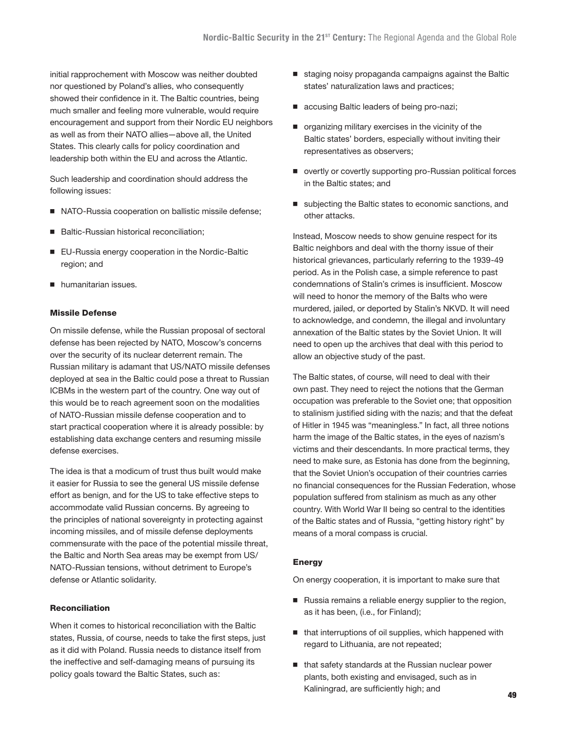initial rapprochement with Moscow was neither doubted nor questioned by Poland's allies, who consequently showed their confidence in it. The Baltic countries, being much smaller and feeling more vulnerable, would require encouragement and support from their Nordic EU neighbors as well as from their NATO allies—above all, the United States. This clearly calls for policy coordination and leadership both within the EU and across the Atlantic.

Such leadership and coordination should address the following issues:

- NATO-Russia cooperation on ballistic missile defense;
- Baltic-Russian historical reconciliation;
- EU-Russia energy cooperation in the Nordic-Baltic region; and
- humanitarian issues.

#### Missile Defense

On missile defense, while the Russian proposal of sectoral defense has been rejected by NATO, Moscow's concerns over the security of its nuclear deterrent remain. The Russian military is adamant that US/NATO missile defenses deployed at sea in the Baltic could pose a threat to Russian ICBMs in the western part of the country. One way out of this would be to reach agreement soon on the modalities of NATO-Russian missile defense cooperation and to start practical cooperation where it is already possible: by establishing data exchange centers and resuming missile defense exercises.

The idea is that a modicum of trust thus built would make it easier for Russia to see the general US missile defense effort as benign, and for the US to take effective steps to accommodate valid Russian concerns. By agreeing to the principles of national sovereignty in protecting against incoming missiles, and of missile defense deployments commensurate with the pace of the potential missile threat, the Baltic and North Sea areas may be exempt from US/NATO-Russian tensions, without detriment to Europe's defense or Atlantic solidarity.

#### Reconciliation

When it comes to historical reconciliation with the Baltic states, Russia, of course, needs to take the first steps, just as it did with Poland. Russia needs to distance itself from the ineffective and self-damaging means of pursuing its policy goals toward the Baltic States, such as:

- staging noisy propaganda campaigns against the Baltic states' naturalization laws and practices;
- accusing Baltic leaders of being pro-nazi;
- organizing military exercises in the vicinity of the Baltic states' borders, especially without inviting their representatives as observers;
- overtly or covertly supporting pro-Russian political forces in the Baltic states; and
- subjecting the Baltic states to economic sanctions, and other attacks.

Instead, Moscow needs to show genuine respect for its Baltic neighbors and deal with the thorny issue of their historical grievances, particularly referring to the 1939-49 period. As in the Polish case, a simple reference to past condemnations of Stalin's crimes is insufficient. Moscow will need to honor the memory of the Balts who were murdered, jailed, or deported by Stalin's NKVD. It will need to acknowledge, and condemn, the illegal and involuntary annexation of the Baltic states by the Soviet Union. It will need to open up the archives that deal with this period to allow an objective study of the past.

The Baltic states, of course, will need to deal with their own past. They need to reject the notions that the German occupation was preferable to the Soviet one; that opposition to stalinism justified siding with the nazis; and that the defeat of Hitler in 1945 was "meaningless." In fact, all three notions harm the image of the Baltic states, in the eyes of nazism's victims and their descendants. In more practical terms, they need to make sure, as Estonia has done from the beginning, that the Soviet Union's occupation of their countries carries no financial consequences for the Russian Federation, whose population suffered from stalinism as much as any other country. With World War II being so central to the identities of the Baltic states and of Russia, "getting history right" by means of a moral compass is crucial.

#### Energy

On energy cooperation, it is important to make sure that

- Russia remains a reliable energy supplier to the region, as it has been, (i.e., for Finland);
- that interruptions of oil supplies, which happened with regard to Lithuania, are not repeated;
- that safety standards at the Russian nuclear power plants, both existing and envisaged, such as in Kaliningrad, are sufficiently high; and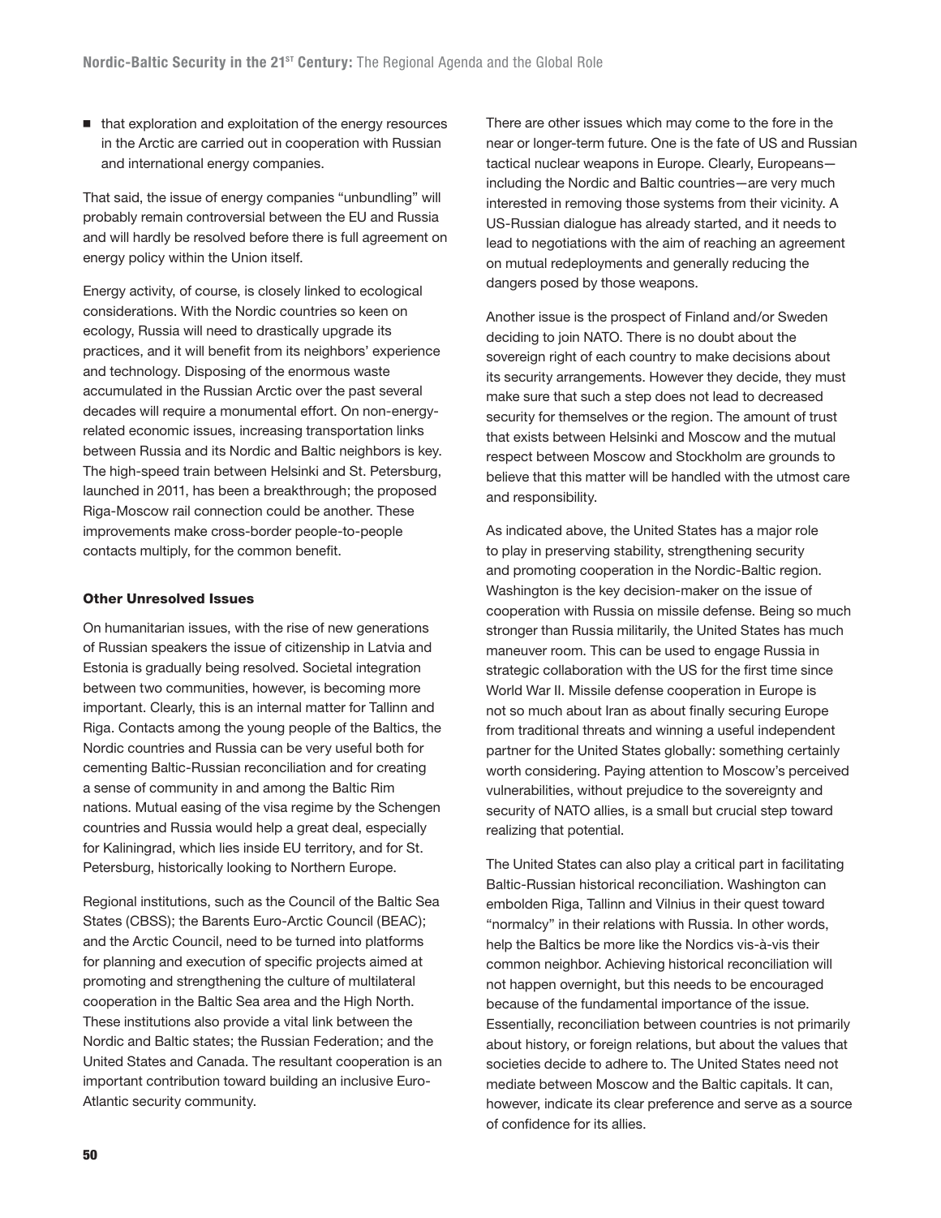- that exploration and exploitation of the energy resources in the Arctic are carried out in cooperation with Russian and international energy companies.

That said, the issue of energy companies "unbundling" will probably remain controversial between the EU and Russia and will hardly be resolved before there is full agreement on energy policy within the Union itself.

Energy activity, of course, is closely linked to ecological considerations. With the Nordic countries so keen on ecology, Russia will need to drastically upgrade its practices, and it will benefit from its neighbors' experience and technology. Disposing of the enormous waste accumulated in the Russian Arctic over the past several decades will require a monumental effort. On non-energy-related economic issues, increasing transportation links between Russia and its Nordic and Baltic neighbors is key. The high-speed train between Helsinki and St. Petersburg, launched in 2011, has been a breakthrough; the proposed Riga-Moscow rail connection could be another. These improvements make cross-border people-to-people contacts multiply, for the common benefit.

### Other Unresolved Issues

On humanitarian issues, with the rise of new generations of Russian speakers the issue of citizenship in Latvia and Estonia is gradually being resolved. Societal integration between two communities, however, is becoming more important. Clearly, this is an internal matter for Tallinn and Riga. Contacts among the young people of the Baltics, the Nordic countries and Russia can be very useful both for cementing Baltic-Russian reconciliation and for creating a sense of community in and among the Baltic Rim nations. Mutual easing of the visa regime by the Schengen countries and Russia would help a great deal, especially for Kaliningrad, which lies inside EU territory, and for St. Petersburg, historically looking to Northern Europe.

Regional institutions, such as the Council of the Baltic Sea States (CBSS); the Barents Euro-Arctic Council (BEAC); and the Arctic Council, need to be turned into platforms for planning and execution of specific projects aimed at promoting and strengthening the culture of multilateral cooperation in the Baltic Sea area and the High North. These institutions also provide a vital link between the Nordic and Baltic states; the Russian Federation; and the United States and Canada. The resultant cooperation is an important contribution toward building an inclusive Euro-Atlantic security community.

There are other issues which may come to the fore in the near or longer-term future. One is the fate of US and Russian tactical nuclear weapons in Europe. Clearly, Europeans—including the Nordic and Baltic countries—are very much interested in removing those systems from their vicinity. A US-Russian dialogue has already started, and it needs to lead to negotiations with the aim of reaching an agreement on mutual redeployments and generally reducing the dangers posed by those weapons.

Another issue is the prospect of Finland and/or Sweden deciding to join NATO. There is no doubt about the sovereign right of each country to make decisions about its security arrangements. However they decide, they must make sure that such a step does not lead to decreased security for themselves or the region. The amount of trust that exists between Helsinki and Moscow and the mutual respect between Moscow and Stockholm are grounds to believe that this matter will be handled with the utmost care and responsibility.

As indicated above, the United States has a major role to play in preserving stability, strengthening security and promoting cooperation in the Nordic-Baltic region. Washington is the key decision-maker on the issue of cooperation with Russia on missile defense. Being so much stronger than Russia militarily, the United States has much maneuver room. This can be used to engage Russia in strategic collaboration with the US for the first time since World War II. Missile defense cooperation in Europe is not so much about Iran as about finally securing Europe from traditional threats and winning a useful independent partner for the United States globally: something certainly worth considering. Paying attention to Moscow's perceived vulnerabilities, without prejudice to the sovereignty and security of NATO allies, is a small but crucial step toward realizing that potential.

The United States can also play a critical part in facilitating Baltic-Russian historical reconciliation. Washington can embolden Riga, Tallinn and Vilnius in their quest toward "normalcy" in their relations with Russia. In other words, help the Baltics be more like the Nordics vis-à-vis their common neighbor. Achieving historical reconciliation will not happen overnight, but this needs to be encouraged because of the fundamental importance of the issue. Essentially, reconciliation between countries is not primarily about history, or foreign relations, but about the values that societies decide to adhere to. The United States need not mediate between Moscow and the Baltic capitals. It can, however, indicate its clear preference and serve as a source of confidence for its allies.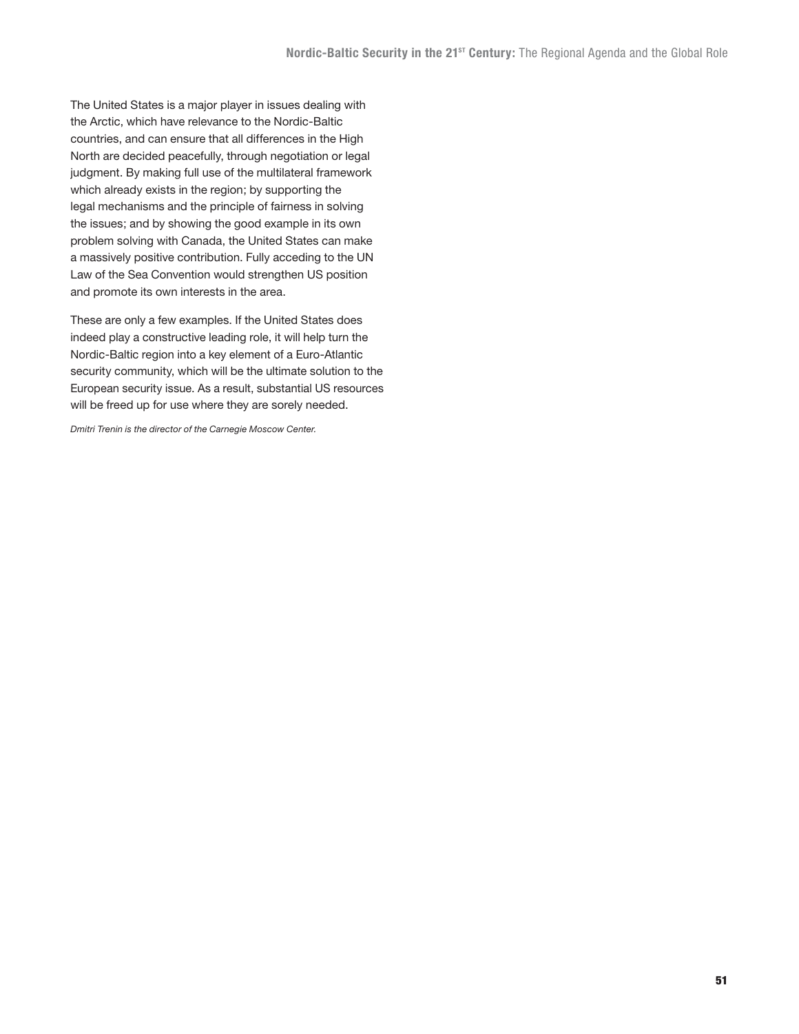The United States is a major player in issues dealing with the Arctic, which have relevance to the Nordic-Baltic countries, and can ensure that all differences in the High North are decided peacefully, through negotiation or legal judgment. By making full use of the multilateral framework which already exists in the region; by supporting the legal mechanisms and the principle of fairness in solving the issues; and by showing the good example in its own problem solving with Canada, the United States can make a massively positive contribution. Fully acceding to the UN Law of the Sea Convention would strengthen US position and promote its own interests in the area.

These are only a few examples. If the United States does indeed play a constructive leading role, it will help turn the Nordic-Baltic region into a key element of a Euro-Atlantic security community, which will be the ultimate solution to the European security issue. As a result, substantial US resources will be freed up for use where they are sorely needed.

*Dmitri Trenin is the director of the Carnegie Moscow Center.*